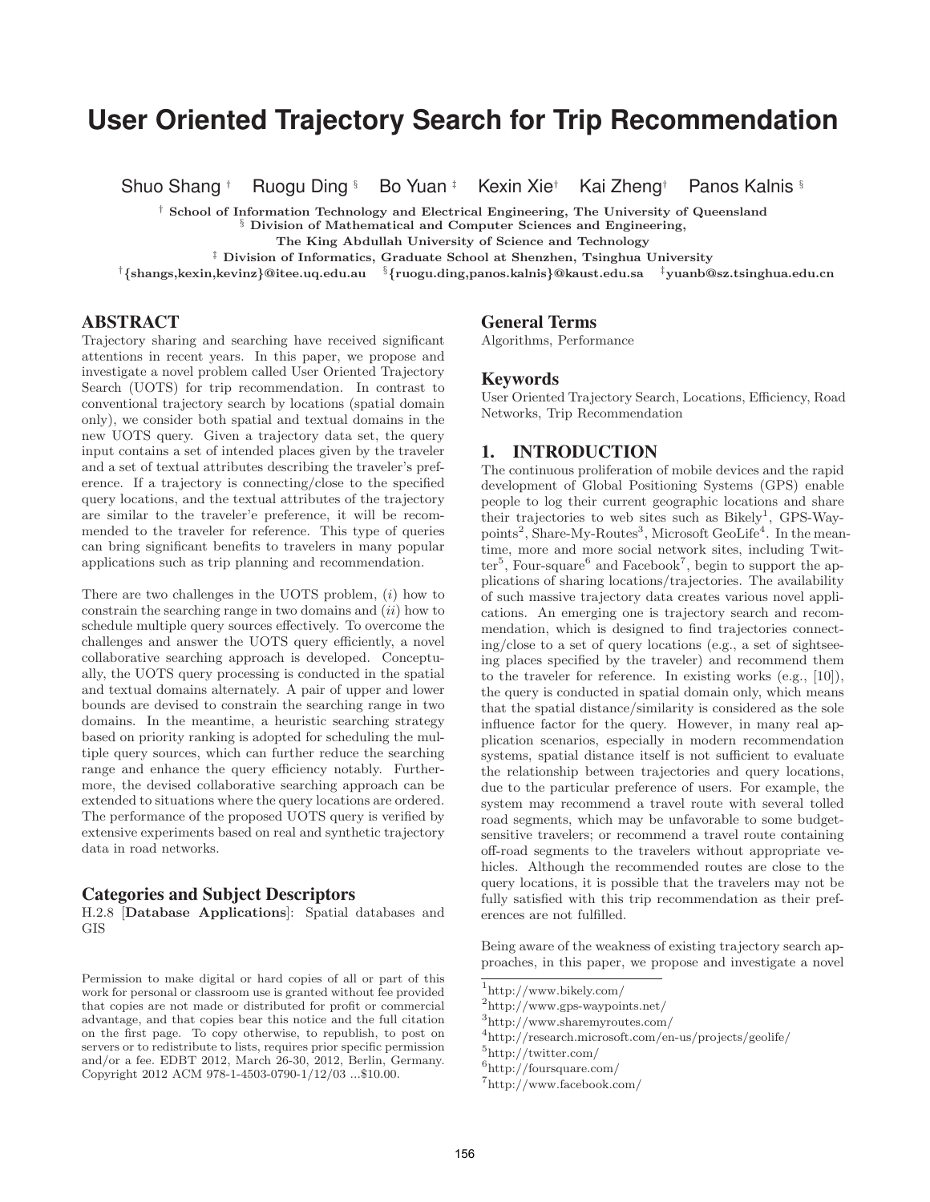# User Oriented Trajectory Search for Trip Recommendation

Shuo Shang [†] Ruogu Ding [§] Bo Yuan [‡] Kexin Xie[†] Kai Zheng[†] Panos Kalnis [§]

[†] School of Information Technology and Electrical Engineering, The University of Queensland
[§] Division of Mathematical and Computer Sciences and Engineering,
The King Abdullah University of Science and Technology
[‡] Division of Informatics, Graduate School at Shenzhen, Tsinghua University
[†]{shangs,kexin,kevinz}@itee.uq.edu.au [§]{ruogu.ding,panos.kalnis}@kaust.edu.sa [‡]yuanb@sz.tsinghua.edu.cn

## ABSTRACT

Trajectory sharing and searching have received significant attentions in recent years. In this paper, we propose and investigate a novel problem called User Oriented Trajectory Search (UOTS) for trip recommendation. In contrast to conventional trajectory search by locations (spatial domain only), we consider both spatial and textual domains in the new UOTS query. Given a trajectory data set, the query input contains a set of intended places given by the traveler and a set of textual attributes describing the traveler's preference. If a trajectory is connecting/close to the specified query locations, and the textual attributes of the trajectory are similar to the traveler'e preference, it will be recommended to the traveler for reference. This type of queries can bring significant benefits to travelers in many popular applications such as trip planning and recommendation.

There are two challenges in the UOTS problem, (*i*) how to constrain the searching range in two domains and (*ii*) how to schedule multiple query sources effectively. To overcome the challenges and answer the UOTS query efficiently, a novel collaborative searching approach is developed. Conceptually, the UOTS query processing is conducted in the spatial and textual domains alternately. A pair of upper and lower bounds are devised to constrain the searching range in two domains. In the meantime, a heuristic searching strategy based on priority ranking is adopted for scheduling the multiple query sources, which can further reduce the searching range and enhance the query efficiency notably. Furthermore, the devised collaborative searching approach can be extended to situations where the query locations are ordered. The performance of the proposed UOTS query is verified by extensive experiments based on real and synthetic trajectory data in road networks.

### Categories and Subject Descriptors

H.2.8 [**Database Applications**]: Spatial databases and GIS

### General Terms

Algorithms, Performance

### Keywords

User Oriented Trajectory Search, Locations, Efficiency, Road Networks, Trip Recommendation

## 1. INTRODUCTION

The continuous proliferation of mobile devices and the rapid development of Global Positioning Systems (GPS) enable people to log their current geographic locations and share their trajectories to web sites such as Bikely[1], GPS-Waypoints[2], Share-My-Routes[3], Microsoft GeoLife[4]. In the meantime, more and more social network sites, including Twitter[5], Four-square[6] and Facebook[7], begin to support the applications of sharing locations/trajectories. The availability of such massive trajectory data creates various novel applications. An emerging one is trajectory search and recommendation, which is designed to find trajectories connecting/close to a set of query locations (e.g., a set of sightseeing places specified by the traveler) and recommend them to the traveler for reference. In existing works (e.g., [10]), the query is conducted in spatial domain only, which means that the spatial distance/similarity is considered as the sole influence factor for the query. However, in many real application scenarios, especially in modern recommendation systems, spatial distance itself is not sufficient to evaluate the relationship between trajectories and query locations, due to the particular preference of users. For example, the system may recommend a travel route with several tolled road segments, which may be unfavorable to some budget-sensitive travelers; or recommend a travel route containing off-road segments to the travelers without appropriate vehicles. Although the recommended routes are close to the query locations, it is possible that the travelers may not be fully satisfied with this trip recommendation as their preferences are not fulfilled.

Being aware of the weakness of existing trajectory search approaches, in this paper, we propose and investigate a novel

[1]http://www.bikely.com/
[2]http://www.gps-waypoints.net/
[3]http://www.sharemyroutes.com/
[4]http://research.microsoft.com/en-us/projects/geolife/
[5]http://twitter.com/
[6]http://foursquare.com/
[7]http://www.facebook.com/

Permission to make digital or hard copies of all or part of this work for personal or classroom use is granted without fee provided that copies are not made or distributed for profit or commercial advantage, and that copies bear this notice and the full citation on the first page. To copy otherwise, to republish, to post on servers or to redistribute to lists, requires prior specific permission and/or a fee. EDBT 2012, March 26-30, 2012, Berlin, Germany. Copyright 2012 ACM 978-1-4503-0790-1/12/03 ...$10.00.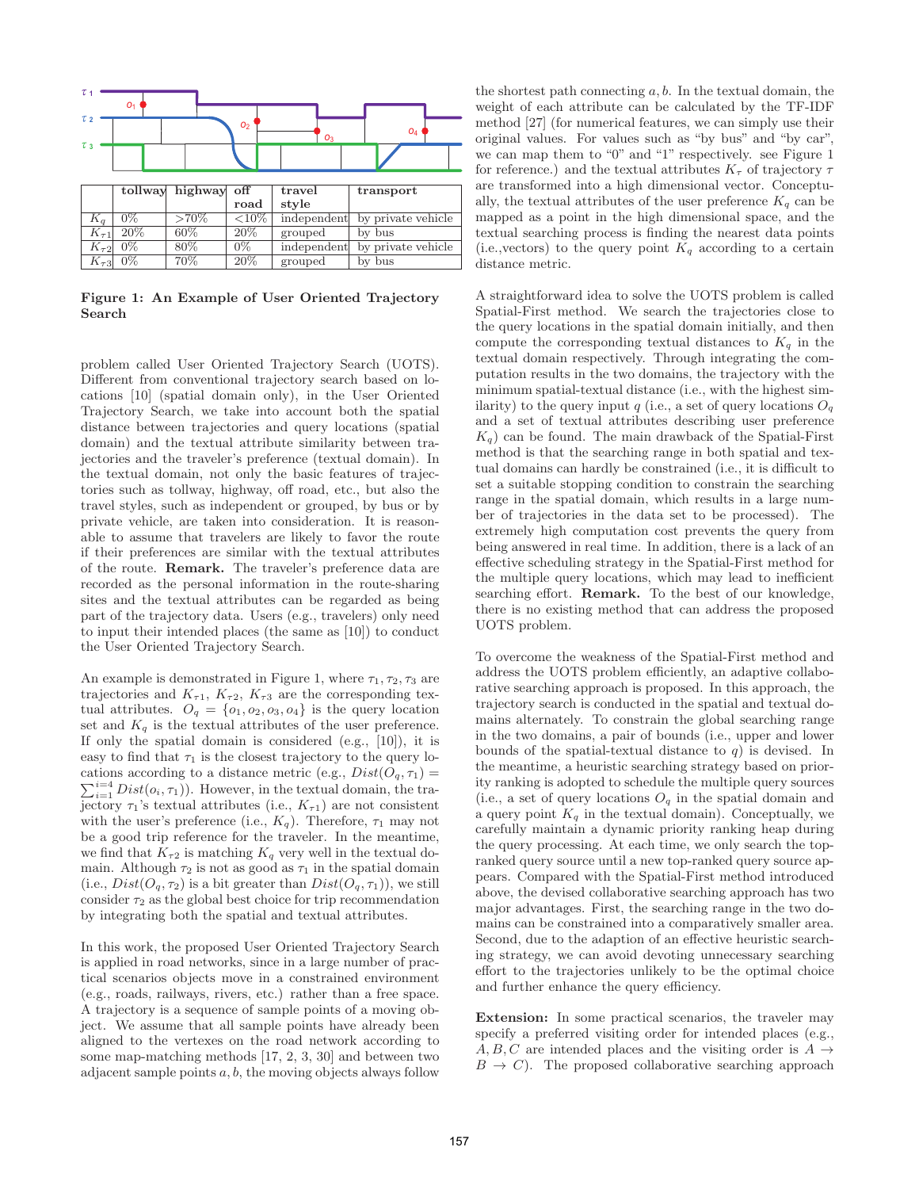$\tau_1$

$\tau_2$

$\tau_3$

$o_1$ $o_2$ $o_3$ $o_4$

| | tollway | highway | off road | travel style | transport |
|---|---|---|---|---|---|
| $K_q$ | 0% | >70% | <10% | independent | by private vehicle |
| $K_{\tau 1}$ | 20% | 60% | 20% | grouped | by bus |
| $K_{\tau 2}$ | 0% | 80% | 0% | independent | by private vehicle |
| $K_{\tau 3}$ | 0% | 70% | 20% | grouped | by bus |

**Figure 1: An Example of User Oriented Trajectory Search**

problem called User Oriented Trajectory Search (UOTS). Different from conventional trajectory search based on locations [10] (spatial domain only), in the User Oriented Trajectory Search, we take into account both the spatial distance between trajectories and query locations (spatial domain) and the textual attribute similarity between trajectories and the traveler's preference (textual domain). In the textual domain, not only the basic features of trajectories such as tollway, highway, off road, etc., but also the travel styles, such as independent or grouped, by bus or by private vehicle, are taken into consideration. It is reasonable to assume that travelers are likely to favor the route if their preferences are similar with the textual attributes of the route. **Remark.** The traveler's preference data are recorded as the personal information in the route-sharing sites and the textual attributes can be regarded as being part of the trajectory data. Users (e.g., travelers) only need to input their intended places (the same as [10]) to conduct the User Oriented Trajectory Search.

An example is demonstrated in Figure 1, where $\tau_1, \tau_2, \tau_3$ are trajectories and $K_{\tau 1}$, $K_{\tau 2}$, $K_{\tau 3}$ are the corresponding textual attributes. $O_q = \{o_1, o_2, o_3, o_4\}$ is the query location set and $K_q$ is the textual attributes of the user preference. If only the spatial domain is considered (e.g., [10]), it is easy to find that $\tau_1$ is the closest trajectory to the query locations according to a distance metric (e.g., $Dist(O_q, \tau_1) = \sum_{i=1}^{i=4} Dist(o_i, \tau_1)$). However, in the textual domain, the trajectory $\tau_1$'s textual attributes (i.e., $K_{\tau 1}$) are not consistent with the user's preference (i.e., $K_q$). Therefore, $\tau_1$ may not be a good trip reference for the traveler. In the meantime, we find that $K_{\tau 2}$ is matching $K_q$ very well in the textual domain. Although $\tau_2$ is not as good as $\tau_1$ in the spatial domain (i.e., $Dist(O_q, \tau_2)$ is a bit greater than $Dist(O_q, \tau_1)$), we still consider $\tau_2$ as the global best choice for trip recommendation by integrating both the spatial and textual attributes.

In this work, the proposed User Oriented Trajectory Search is applied in road networks, since in a large number of practical scenarios objects move in a constrained environment (e.g., roads, railways, rivers, etc.) rather than a free space. A trajectory is a sequence of sample points of a moving object. We assume that all sample points have already been aligned to the vertexes on the road network according to some map-matching methods [17, 2, 3, 30] and between two adjacent sample points $a, b$, the moving objects always follow the shortest path connecting $a, b$. In the textual domain, the weight of each attribute can be calculated by the TF-IDF method [27] (for numerical features, we can simply use their original values. For values such as "by bus" and "by car", we can map them to "0" and "1" respectively. see Figure 1 for reference.) and the textual attributes $K_\tau$ of trajectory $\tau$ are transformed into a high dimensional vector. Conceptually, the textual attributes of the user preference $K_q$ can be mapped as a point in the high dimensional space, and the textual searching process is finding the nearest data points (i.e.,vectors) to the query point $K_q$ according to a certain distance metric.

A straightforward idea to solve the UOTS problem is called Spatial-First method. We search the trajectories close to the query locations in the spatial domain initially, and then compute the corresponding textual distances to $K_q$ in the textual domain respectively. Through integrating the computation results in the two domains, the trajectory with the minimum spatial-textual distance (i.e., with the highest similarity) to the query input $q$ (i.e., a set of query locations $O_q$ and a set of textual attributes describing user preference $K_q$) can be found. The main drawback of the Spatial-First method is that the searching range in both spatial and textual domains can hardly be constrained (i.e., it is difficult to set a suitable stopping condition to constrain the searching range in the spatial domain, which results in a large number of trajectories in the data set to be processed). The extremely high computation cost prevents the query from being answered in real time. In addition, there is a lack of an effective scheduling strategy in the Spatial-First method for the multiple query locations, which may lead to inefficient searching effort. **Remark.** To the best of our knowledge, there is no existing method that can address the proposed UOTS problem.

To overcome the weakness of the Spatial-First method and address the UOTS problem efficiently, an adaptive collaborative searching approach is proposed. In this approach, the trajectory search is conducted in the spatial and textual domains alternately. To constrain the global searching range in the two domains, a pair of bounds (i.e., upper and lower bounds of the spatial-textual distance to $q$) is devised. In the meantime, a heuristic searching strategy based on priority ranking is adopted to schedule the multiple query sources (i.e., a set of query locations $O_q$ in the spatial domain and a query point $K_q$ in the textual domain). Conceptually, we carefully maintain a dynamic priority ranking heap during the query processing. At each time, we only search the top-ranked query source until a new top-ranked query source appears. Compared with the Spatial-First method introduced above, the devised collaborative searching approach has two major advantages. First, the searching range in the two domains can be constrained into a comparatively smaller area. Second, due to the adaption of an effective heuristic searching strategy, we can avoid devoting unnecessary searching effort to the trajectories unlikely to be the optimal choice and further enhance the query efficiency.

**Extension:** In some practical scenarios, the traveler may specify a preferred visiting order for intended places (e.g., $A, B, C$ are intended places and the visiting order is $A \rightarrow B \rightarrow C$). The proposed collaborative searching approach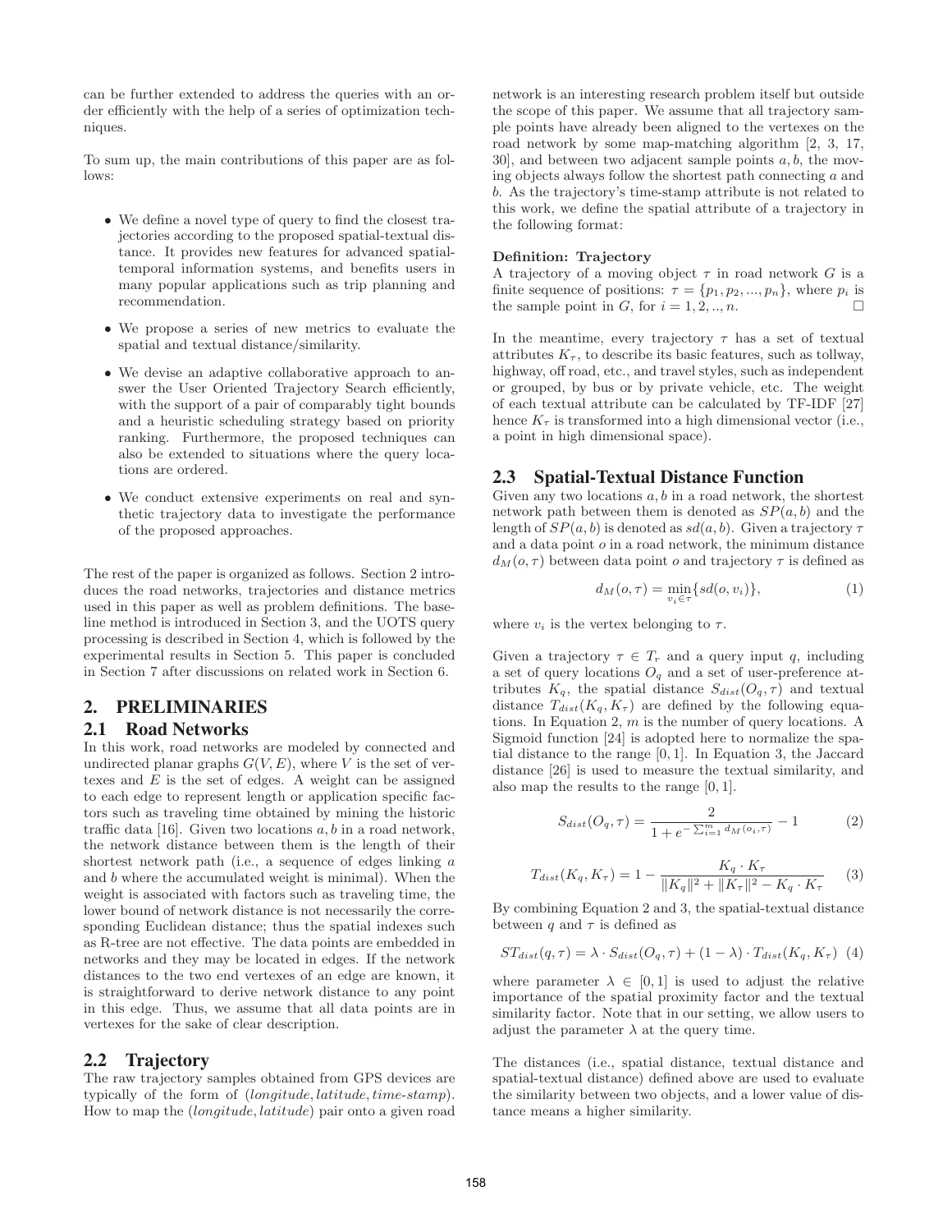can be further extended to address the queries with an order efficiently with the help of a series of optimization techniques.

To sum up, the main contributions of this paper are as follows:

- We define a novel type of query to find the closest trajectories according to the proposed spatial-textual distance. It provides new features for advanced spatial-temporal information systems, and benefits users in many popular applications such as trip planning and recommendation.
- We propose a series of new metrics to evaluate the spatial and textual distance/similarity.
- We devise an adaptive collaborative approach to answer the User Oriented Trajectory Search efficiently, with the support of a pair of comparably tight bounds and a heuristic scheduling strategy based on priority ranking. Furthermore, the proposed techniques can also be extended to situations where the query locations are ordered.
- We conduct extensive experiments on real and synthetic trajectory data to investigate the performance of the proposed approaches.

The rest of the paper is organized as follows. Section 2 introduces the road networks, trajectories and distance metrics used in this paper as well as problem definitions. The baseline method is introduced in Section 3, and the UOTS query processing is described in Section 4, which is followed by the experimental results in Section 5. This paper is concluded in Section 7 after discussions on related work in Section 6.

## 2. PRELIMINARIES

### 2.1 Road Networks

In this work, road networks are modeled by connected and undirected planar graphs $G(V, E)$, where $V$ is the set of vertexes and $E$ is the set of edges. A weight can be assigned to each edge to represent length or application specific factors such as traveling time obtained by mining the historic traffic data [16]. Given two locations $a, b$ in a road network, the network distance between them is the length of their shortest network path (i.e., a sequence of edges linking $a$ and $b$ where the accumulated weight is minimal). When the weight is associated with factors such as traveling time, the lower bound of network distance is not necessarily the corresponding Euclidean distance; thus the spatial indexes such as R-tree are not effective. The data points are embedded in networks and they may be located in edges. If the network distances to the two end vertexes of an edge are known, it is straightforward to derive network distance to any point in this edge. Thus, we assume that all data points are in vertexes for the sake of clear description.

### 2.2 Trajectory

The raw trajectory samples obtained from GPS devices are typically of the form of (*longitude*, *latitude*, *time-stamp*). How to map the (*longitude*, *latitude*) pair onto a given road network is an interesting research problem itself but outside the scope of this paper. We assume that all trajectory sample points have already been aligned to the vertexes on the road network by some map-matching algorithm [2, 3, 17, 30], and between two adjacent sample points $a, b$, the moving objects always follow the shortest path connecting $a$ and $b$. As the trajectory's time-stamp attribute is not related to this work, we define the spatial attribute of a trajectory in the following format:

**Definition: Trajectory**
A trajectory of a moving object $\tau$ in road network $G$ is a finite sequence of positions: $\tau = \{p_1, p_2, ..., p_n\}$, where $p_i$ is the sample point in $G$, for $i = 1, 2, .., n$. □

In the meantime, every trajectory $\tau$ has a set of textual attributes $K_\tau$, to describe its basic features, such as tollway, highway, off road, etc., and travel styles, such as independent or grouped, by bus or by private vehicle, etc. The weight of each textual attribute can be calculated by TF-IDF [27] hence $K_\tau$ is transformed into a high dimensional vector (i.e., a point in high dimensional space).

### 2.3 Spatial-Textual Distance Function

Given any two locations $a, b$ in a road network, the shortest network path between them is denoted as $SP(a, b)$ and the length of $SP(a, b)$ is denoted as $sd(a, b)$. Given a trajectory $\tau$ and a data point $o$ in a road network, the minimum distance $d_M(o, \tau)$ between data point $o$ and trajectory $\tau$ is defined as

$$d_M(o, \tau) = \min_{v_i \in \tau}\{sd(o, v_i)\}, \tag{1}$$

where $v_i$ is the vertex belonging to $\tau$.

Given a trajectory $\tau \in T_r$ and a query input $q$, including a set of query locations $O_q$ and a set of user-preference attributes $K_q$, the spatial distance $S_{dist}(O_q, \tau)$ and textual distance $T_{dist}(K_q, K_\tau)$ are defined by the following equations. In Equation 2, $m$ is the number of query locations. A Sigmoid function [24] is adopted here to normalize the spatial distance to the range $[0, 1]$. In Equation 3, the Jaccard distance [26] is used to measure the textual similarity, and also map the results to the range $[0, 1]$.

$$S_{dist}(O_q, \tau) = \frac{2}{1 + e^{-\sum_{i=1}^{m} d_M(o_i, \tau)}} - 1 \tag{2}$$

$$T_{dist}(K_q, K_\tau) = 1 - \frac{K_q \cdot K_\tau}{\|K_q\|^2 + \|K_\tau\|^2 - K_q \cdot K_\tau} \tag{3}$$

By combining Equation 2 and 3, the spatial-textual distance between $q$ and $\tau$ is defined as

$$ST_{dist}(q, \tau) = \lambda \cdot S_{dist}(O_q, \tau) + (1 - \lambda) \cdot T_{dist}(K_q, K_\tau) \tag{4}$$

where parameter $\lambda \in [0, 1]$ is used to adjust the relative importance of the spatial proximity factor and the textual similarity factor. Note that in our setting, we allow users to adjust the parameter $\lambda$ at the query time.

The distances (i.e., spatial distance, textual distance and spatial-textual distance) defined above are used to evaluate the similarity between two objects, and a lower value of distance means a higher similarity.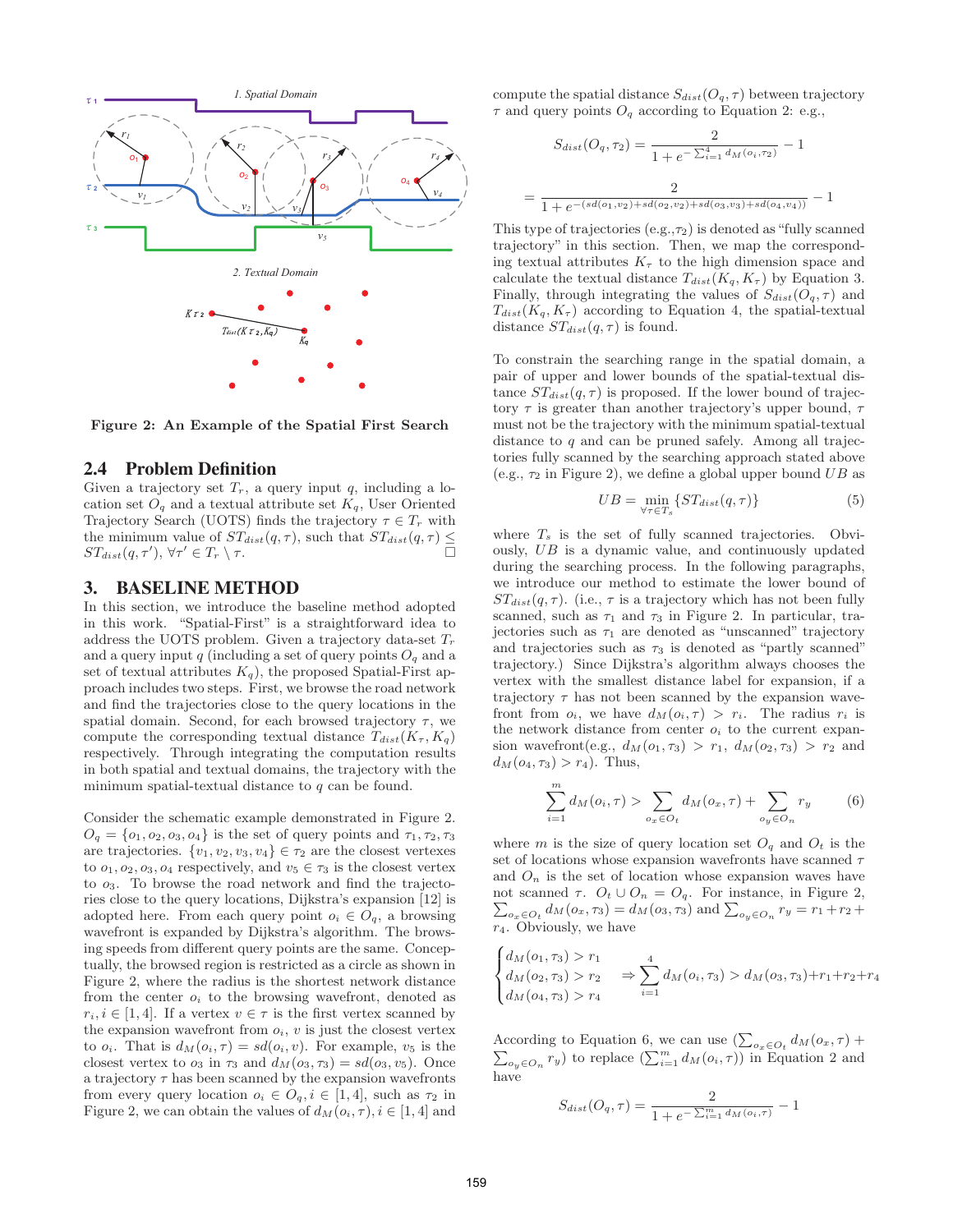Figure 2: An Example of the Spatial First Search

## 2.4 Problem Definition

Given a trajectory set $T_r$, a query input $q$, including a location set $O_q$ and a textual attribute set $K_q$, User Oriented Trajectory Search (UOTS) finds the trajectory $\tau \in T_r$ with the minimum value of $ST_{dist}(q, \tau)$, such that $ST_{dist}(q, \tau) \leq ST_{dist}(q, \tau')$, $\forall \tau' \in T_r \setminus \tau$. □

# 3. BASELINE METHOD

In this section, we introduce the baseline method adopted in this work. "Spatial-First" is a straightforward idea to address the UOTS problem. Given a trajectory data-set $T_r$ and a query input $q$ (including a set of query points $O_q$ and a set of textual attributes $K_q$), the proposed Spatial-First approach includes two steps. First, we browse the road network and find the trajectories close to the query locations in the spatial domain. Second, for each browsed trajectory $\tau$, we compute the corresponding textual distance $T_{dist}(K_\tau, K_q)$ respectively. Through integrating the computation results in both spatial and textual domains, the trajectory with the minimum spatial-textual distance to $q$ can be found.

Consider the schematic example demonstrated in Figure 2. $O_q = \{o_1, o_2, o_3, o_4\}$ is the set of query points and $\tau_1, \tau_2, \tau_3$ are trajectories. $\{v_1, v_2, v_3, v_4\} \in \tau_2$ are the closest vertexes to $o_1, o_2, o_3, o_4$ respectively, and $v_5 \in \tau_3$ is the closest vertex to $o_3$. To browse the road network and find the trajectories close to the query locations, Dijkstra's expansion [12] is adopted here. From each query point $o_i \in O_q$, a browsing wavefront is expanded by Dijkstra's algorithm. The browsing speeds from different query points are the same. Conceptually, the browsed region is restricted as a circle as shown in Figure 2, where the radius is the shortest network distance from the center $o_i$ to the browsing wavefront, denoted as $r_i, i \in [1, 4]$. If a vertex $v \in \tau$ is the first vertex scanned by the expansion wavefront from $o_i$, $v$ is just the closest vertex to $o_i$. That is $d_M(o_i, \tau) = sd(o_i, v)$. For example, $v_5$ is the closest vertex to $o_3$ in $\tau_3$ and $d_M(o_3, \tau_3) = sd(o_3, v_5)$. Once a trajectory $\tau$ has been scanned by the expansion wavefronts from every query location $o_i \in O_q, i \in [1, 4]$, such as $\tau_2$ in Figure 2, we can obtain the values of $d_M(o_i, \tau), i \in [1, 4]$ and compute the spatial distance $S_{dist}(O_q, \tau)$ between trajectory $\tau$ and query points $O_q$ according to Equation 2: e.g.,

$$S_{dist}(O_q, \tau_2) = \frac{2}{1 + e^{-\sum_{i=1}^{4} d_M(o_i, \tau_2)}} - 1$$

$$= \frac{2}{1 + e^{-(sd(o_1, v_2) + sd(o_2, v_2) + sd(o_3, v_3) + sd(o_4, v_4))}} - 1$$

This type of trajectories (e.g.,$\tau_2$) is denoted as "fully scanned trajectory" in this section. Then, we map the corresponding textual attributes $K_\tau$ to the high dimension space and calculate the textual distance $T_{dist}(K_q, K_\tau)$ by Equation 3. Finally, through integrating the values of $S_{dist}(O_q, \tau)$ and $T_{dist}(K_q, K_\tau)$ according to Equation 4, the spatial-textual distance $ST_{dist}(q, \tau)$ is found.

To constrain the searching range in the spatial domain, a pair of upper and lower bounds of the spatial-textual distance $ST_{dist}(q, \tau)$ is proposed. If the lower bound of trajectory $\tau$ is greater than another trajectory's upper bound, $\tau$ must not be the trajectory with the minimum spatial-textual distance to $q$ and can be pruned safely. Among all trajectories fully scanned by the searching approach stated above (e.g., $\tau_2$ in Figure 2), we define a global upper bound $UB$ as

$$UB = \min_{\forall \tau \in T_s} \{ST_{dist}(q, \tau)\} \tag{5}$$

where $T_s$ is the set of fully scanned trajectories. Obviously, $UB$ is a dynamic value, and continuously updated during the searching process. In the following paragraphs, we introduce our method to estimate the lower bound of $ST_{dist}(q, \tau)$. (i.e., $\tau$ is a trajectory which has not been fully scanned, such as $\tau_1$ and $\tau_3$ in Figure 2. In particular, trajectories such as $\tau_1$ are denoted as "unscanned" trajectory and trajectories such as $\tau_3$ is denoted as "partly scanned" trajectory.) Since Dijkstra's algorithm always chooses the vertex with the smallest distance label for expansion, if a trajectory $\tau$ has not been scanned by the expansion wavefront from $o_i$, we have $d_M(o_i, \tau) > r_i$. The radius $r_i$ is the network distance from center $o_i$ to the current expansion wavefront(e.g., $d_M(o_1, \tau_3) > r_1$, $d_M(o_2, \tau_3) > r_2$ and $d_M(o_4, \tau_3) > r_4$). Thus,

$$\sum_{i=1}^{m} d_M(o_i, \tau) > \sum_{o_x \in O_t} d_M(o_x, \tau) + \sum_{o_y \in O_n} r_y \tag{6}$$

where $m$ is the size of query location set $O_q$ and $O_t$ is the set of locations whose expansion wavefronts have scanned $\tau$ and $O_n$ is the set of location whose expansion waves have not scanned $\tau$. $O_t \cup O_n = O_q$. For instance, in Figure 2, $\sum_{o_x \in O_t} d_M(o_x, \tau_3) = d_M(o_3, \tau_3)$ and $\sum_{o_y \in O_n} r_y = r_1 + r_2 + r_4$. Obviously, we have

$$\begin{cases} d_M(o_1, \tau_3) > r_1 \\ d_M(o_2, \tau_3) > r_2 \\ d_M(o_4, \tau_3) > r_4 \end{cases} \Rightarrow \sum_{i=1}^{4} d_M(o_i, \tau_3) > d_M(o_3, \tau_3) + r_1 + r_2 + r_4$$

According to Equation 6, we can use $(\sum_{o_x \in O_t} d_M(o_x, \tau) + \sum_{o_y \in O_n} r_y)$ to replace $(\sum_{i=1}^{m} d_M(o_i, \tau))$ in Equation 2 and have

$$S_{dist}(O_q, \tau) = \frac{2}{1 + e^{-\sum_{i=1}^{m} d_M(o_i, \tau)}} - 1$$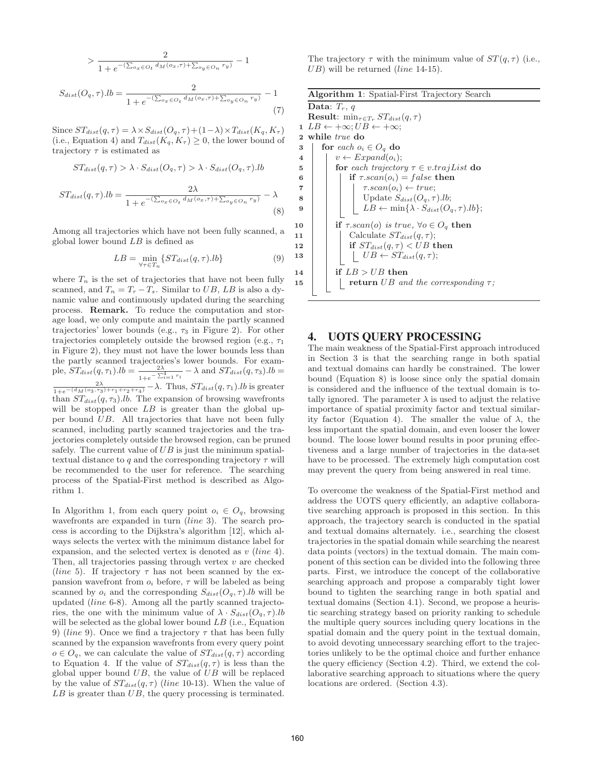$$> \frac{2}{1 + e^{-(\sum_{o_x \in O_t} d_M(o_x,\tau) + \sum_{o_y \in O_n} r_y)}} - 1$$

$$S_{dist}(O_q, \tau).lb = \frac{2}{1 + e^{-(\sum_{o_x \in O_t} d_M(o_x,\tau) + \sum_{o_y \in O_n} r_y)}} - 1 \tag{7}$$

Since $ST_{dist}(q, \tau) = \lambda \times S_{dist}(O_q, \tau) + (1-\lambda) \times T_{dist}(K_q, K_\tau)$ (i.e., Equation 4) and $T_{dist}(K_q, K_\tau) \geq 0$, the lower bound of trajectory $\tau$ is estimated as

$$ST_{dist}(q, \tau) > \lambda \cdot S_{dist}(O_q, \tau) > \lambda \cdot S_{dist}(O_q, \tau).lb$$

$$ST_{dist}(q, \tau).lb = \frac{2\lambda}{1 + e^{-(\sum_{o_x \in O_t} d_M(o_x,\tau) + \sum_{o_y \in O_n} r_y)}} - \lambda \tag{8}$$

Among all trajectories which have not been fully scanned, a global lower bound $LB$ is defined as

$$LB = \min_{\forall \tau \in T_n} \{ST_{dist}(q, \tau).lb\} \tag{9}$$

where $T_n$ is the set of trajectories that have not been fully scanned, and $T_n = T_r - T_s$. Similar to $UB$, $LB$ is also a dynamic value and continuously updated during the searching process. **Remark.** To reduce the computation and storage load, we only compute and maintain the partly scanned trajectories' lower bounds (e.g., $\tau_3$ in Figure 2). For other trajectories completely outside the browsed region (e.g., $\tau_1$ in Figure 2), they must not have the lower bounds less than the partly scanned trajectories's lower bounds. For example, $ST_{dist}(q, \tau_1).lb = \frac{2\lambda}{1+e^{-\sum_{i=1}^{4} r_i}} - \lambda$ and $ST_{dist}(q, \tau_3).lb = \frac{2\lambda}{1+e^{-(d_M(o_3,\tau_3)+r_1+r_2+r_4)}} - \lambda$. Thus, $ST_{dist}(q, \tau_1).lb$ is greater than $ST_{dist}(q, \tau_3).lb$. The expansion of browsing wavefronts will be stopped once $LB$ is greater than the global upper bound $UB$. All trajectories that have not been fully scanned, including partly scanned trajectories and the trajectories completely outside the browsed region, can be pruned safely. The current value of $UB$ is just the minimum spatial-textual distance to $q$ and the corresponding trajectory $\tau$ will be recommended to the user for reference. The searching process of the Spatial-First method is described as Algorithm 1.

In Algorithm 1, from each query point $o_i \in O_q$, browsing wavefronts are expanded in turn (*line* 3). The search process is according to the Dijkstra's algorithm [12], which always selects the vertex with the minimum distance label for expansion, and the selected vertex is denoted as $v$ (*line* 4). Then, all trajectories passing through vertex $v$ are checked (*line* 5). If trajectory $\tau$ has not been scanned by the expansion wavefront from $o_i$ before, $\tau$ will be labeled as being scanned by $o_i$ and the corresponding $S_{dist}(O_q, \tau).lb$ will be updated (*line* 6-8). Among all the partly scanned trajectories, the one with the minimum value of $\lambda \cdot S_{dist}(O_q, \tau).lb$ will be selected as the global lower bound $LB$ (i.e., Equation 9) (*line* 9). Once we find a trajectory $\tau$ that has been fully scanned by the expansion wavefronts from every query point $o \in O_q$, we can calculate the value of $ST_{dist}(q, \tau)$ according to Equation 4. If the value of $ST_{dist}(q, \tau)$ is less than the global upper bound $UB$, the value of $UB$ will be replaced by the value of $ST_{dist}(q, \tau)$ (*line* 10-13). When the value of $LB$ is greater than $UB$, the query processing is terminated. The trajectory $\tau$ with the minimum value of $ST(q, \tau)$ (i.e., $UB$) will be returned (*line* 14-15).

**Algorithm 1**: Spatial-First Trajectory Search

```
Data: T_r, q
Result: min_{τ∈T_r} ST_dist(q, τ)
1  LB ← +∞; UB ← +∞;
2  while true do
3      for each o_i ∈ O_q do
4          v ← Expand(o_i);
5          for each trajectory τ ∈ v.trajList do
6              if τ.scan(o_i) = false then
7                  τ.scan(o_i) ← true;
8                  Update S_dist(O_q, τ).lb;
9                  LB ← min{λ · S_dist(O_q, τ).lb};
10         if τ.scan(o) is true, ∀o ∈ O_q then
11             Calculate ST_dist(q, τ);
12             if ST_dist(q, τ) < UB then
13                 UB ← ST_dist(q, τ);
14         if LB > UB then
15             return UB and the corresponding τ;
```

## 4. UOTS QUERY PROCESSING

The main weakness of the Spatial-First approach introduced in Section 3 is that the searching range in both spatial and textual domains can hardly be constrained. The lower bound (Equation 8) is loose since only the spatial domain is considered and the influence of the textual domain is totally ignored. The parameter $\lambda$ is used to adjust the relative importance of spatial proximity factor and textual similarity factor (Equation 4). The smaller the value of $\lambda$, the less important the spatial domain, and even looser the lower bound. The loose lower bound results in poor pruning effectiveness and a large number of trajectories in the data-set have to be processed. The extremely high computation cost may prevent the query from being answered in real time.

To overcome the weakness of the Spatial-First method and address the UOTS query efficiently, an adaptive collaborative searching approach is proposed in this section. In this approach, the trajectory search is conducted in the spatial and textual domains alternately. i.e., searching the closest trajectories in the spatial domain while searching the nearest data points (vectors) in the textual domain. The main component of this section can be divided into the following three parts. First, we introduce the concept of the collaborative searching approach and propose a comparably tight lower bound to tighten the searching range in both spatial and textual domains (Section 4.1). Second, we propose a heuristic searching strategy based on priority ranking to schedule the multiple query sources including query locations in the spatial domain and the query point in the textual domain, to avoid devoting unnecessary searching effort to the trajectories unlikely to be the optimal choice and further enhance the query efficiency (Section 4.2). Third, we extend the collaborative searching approach to situations where the query locations are ordered. (Section 4.3).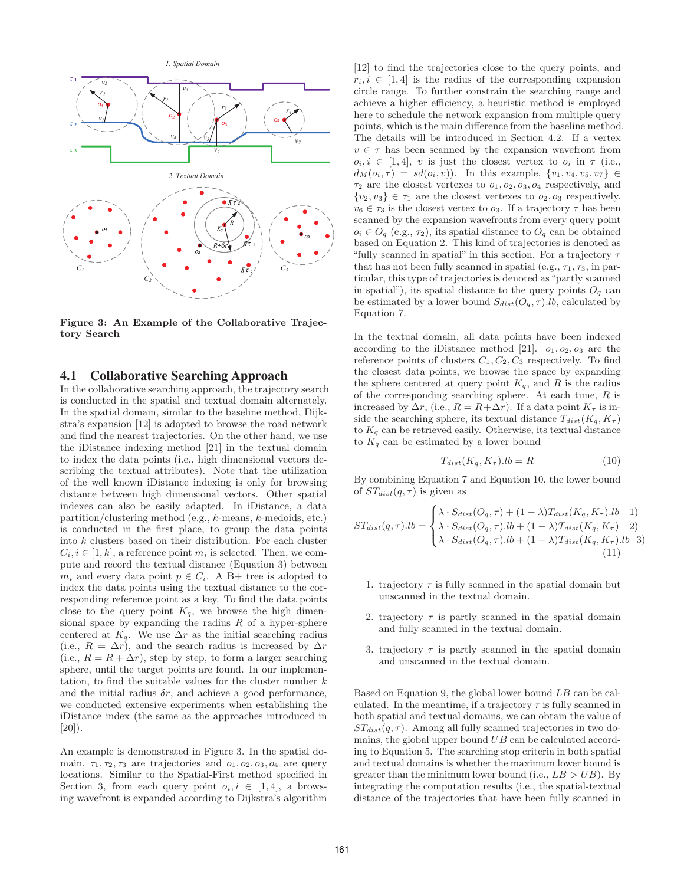Figure 3: An Example of the Collaborative Trajectory Search

## 4.1 Collaborative Searching Approach

In the collaborative searching approach, the trajectory search is conducted in the spatial and textual domain alternately. In the spatial domain, similar to the baseline method, Dijkstra's expansion [12] is adopted to browse the road network and find the nearest trajectories. On the other hand, we use the iDistance indexing method [21] in the textual domain to index the data points (i.e., high dimensional vectors describing the textual attributes). Note that the utilization of the well known iDistance indexing is only for browsing distance between high dimensional vectors. Other spatial indexes can also be easily adapted. In iDistance, a data partition/clustering method (e.g., $k$-means, $k$-medoids, etc.) is conducted in the first place, to group the data points into $k$ clusters based on their distribution. For each cluster $C_i, i \in [1, k]$, a reference point $m_i$ is selected. Then, we compute and record the textual distance (Equation 3) between $m_i$ and every data point $p \in C_i$. A B+ tree is adopted to index the data points using the textual distance to the corresponding reference point as a key. To find the data points close to the query point $K_q$, we browse the high dimensional space by expanding the radius $R$ of a hyper-sphere centered at $K_q$. We use $\Delta r$ as the initial searching radius (i.e., $R = \Delta r$), and the search radius is increased by $\Delta r$ (i.e., $R = R + \Delta r$), step by step, to form a larger searching sphere, until the target points are found. In our implementation, to find the suitable values for the cluster number $k$ and the initial radius $\delta r$, and achieve a good performance, we conducted extensive experiments when establishing the iDistance index (the same as the approaches introduced in [20]).

An example is demonstrated in Figure 3. In the spatial domain, $\tau_1, \tau_2, \tau_3$ are trajectories and $o_1, o_2, o_3, o_4$ are query locations. Similar to the Spatial-First method specified in Section 3, from each query point $o_i, i \in [1, 4]$, a browsing wavefront is expanded according to Dijkstra's algorithm [12] to find the trajectories close to the query points, and $r_i, i \in [1, 4]$ is the radius of the corresponding expansion circle range. To further constrain the searching range and achieve a higher efficiency, a heuristic method is employed here to schedule the network expansion from multiple query points, which is the main difference from the baseline method. The details will be introduced in Section 4.2. If a vertex $v \in \tau$ has been scanned by the expansion wavefront from $o_i, i \in [1, 4]$, $v$ is just the closest vertex to $o_i$ in $\tau$ (i.e., $d_M(o_i, \tau) = sd(o_i, v)$). In this example, $\{v_1, v_4, v_5, v_7\} \in \tau_2$ are the closest vertexes to $o_1, o_2, o_3, o_4$ respectively, and $\{v_2, v_3\} \in \tau_1$ are the closest vertexes to $o_2, o_3$ respectively. $v_6 \in \tau_3$ is the closest vertex to $o_3$. If a trajectory $\tau$ has been scanned by the expansion wavefronts from every query point $o_i \in O_q$ (e.g., $\tau_2$), its spatial distance to $O_q$ can be obtained based on Equation 2. This kind of trajectories is denoted as "fully scanned in spatial" in this section. For a trajectory $\tau$ that has not been fully scanned in spatial (e.g., $\tau_1, \tau_3$, in particular, this type of trajectories is denoted as "partly scanned in spatial"), its spatial distance to the query points $O_q$ can be estimated by a lower bound $S_{dist}(O_q, \tau).lb$, calculated by Equation 7.

In the textual domain, all data points have been indexed according to the iDistance method [21]. $o_1, o_2, o_3$ are the reference points of clusters $C_1, C_2, C_3$ respectively. To find the closest data points, we browse the space by expanding the sphere centered at query point $K_q$, and $R$ is the radius of the corresponding searching sphere. At each time, $R$ is increased by $\Delta r$, (i.e., $R = R + \Delta r$). If a data point $K_\tau$ is inside the searching sphere, its textual distance $T_{dist}(K_q, K_\tau)$ to $K_q$ can be retrieved easily. Otherwise, its textual distance to $K_q$ can be estimated by a lower bound

$$T_{dist}(K_q, K_\tau).lb = R \tag{10}$$

By combining Equation 7 and Equation 10, the lower bound of $ST_{dist}(q, \tau)$ is given as

$$ST_{dist}(q,\tau).lb = \begin{cases} \lambda \cdot S_{dist}(O_q,\tau) + (1-\lambda) T_{dist}(K_q,K_\tau).lb & 1) \\ \lambda \cdot S_{dist}(O_q,\tau).lb + (1-\lambda) T_{dist}(K_q,K_\tau) & 2) \\ \lambda \cdot S_{dist}(O_q,\tau).lb + (1-\lambda) T_{dist}(K_q,K_\tau).lb & 3) \end{cases} \tag{11}$$

1. trajectory $\tau$ is fully scanned in the spatial domain but unscanned in the textual domain.
2. trajectory $\tau$ is partly scanned in the spatial domain and fully scanned in the textual domain.
3. trajectory $\tau$ is partly scanned in the spatial domain and unscanned in the textual domain.

Based on Equation 9, the global lower bound $LB$ can be calculated. In the meantime, if a trajectory $\tau$ is fully scanned in both spatial and textual domains, we can obtain the value of $ST_{dist}(q, \tau)$. Among all fully scanned trajectories in two domains, the global upper bound $UB$ can be calculated according to Equation 5. The searching stop criteria in both spatial and textual domains is whether the maximum lower bound is greater than the minimum lower bound (i.e., $LB > UB$). By integrating the computation results (i.e., the spatial-textual distance of the trajectories that have been fully scanned in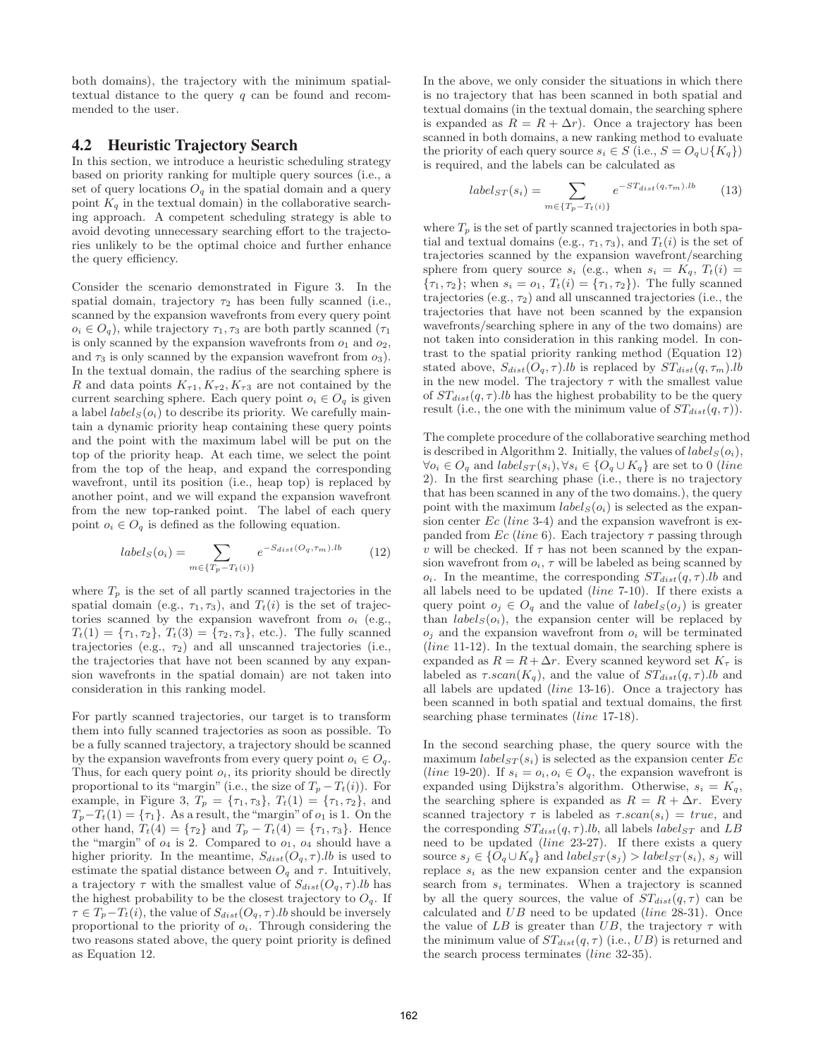both domains), the trajectory with the minimum spatial-textual distance to the query $q$ can be found and recommended to the user.

## 4.2 Heuristic Trajectory Search

In this section, we introduce a heuristic scheduling strategy based on priority ranking for multiple query sources (i.e., a set of query locations $O_q$ in the spatial domain and a query point $K_q$ in the textual domain) in the collaborative searching approach. A competent scheduling strategy is able to avoid devoting unnecessary searching effort to the trajectories unlikely to be the optimal choice and further enhance the query efficiency.

Consider the scenario demonstrated in Figure 3. In the spatial domain, trajectory $\tau_2$ has been fully scanned (i.e., scanned by the expansion wavefronts from every query point $o_i \in O_q$), while trajectory $\tau_1, \tau_3$ are both partly scanned ($\tau_1$ is only scanned by the expansion wavefronts from $o_1$ and $o_2$, and $\tau_3$ is only scanned by the expansion wavefront from $o_3$). In the textual domain, the radius of the searching sphere is $R$ and data points $K_{\tau 1}, K_{\tau 2}, K_{\tau 3}$ are not contained by the current searching sphere. Each query point $o_i \in O_q$ is given a label $label_S(o_i)$ to describe its priority. We carefully maintain a dynamic priority heap containing these query points and the point with the maximum label will be put on the top of the priority heap. At each time, we select the point from the top of the heap, and expand the corresponding wavefront, until its position (i.e., heap top) is replaced by another point, and we will expand the expansion wavefront from the new top-ranked point. The label of each query point $o_i \in O_q$ is defined as the following equation.

$$label_S(o_i) = \sum_{m \in \{T_p - T_t(i)\}} e^{-S_{dist}(O_q, \tau_m).lb} \qquad (12)$$

where $T_p$ is the set of all partly scanned trajectories in the spatial domain (e.g., $\tau_1, \tau_3$), and $T_t(i)$ is the set of trajectories scanned by the expansion wavefront from $o_i$ (e.g., $T_t(1) = \{\tau_1, \tau_2\}$, $T_t(3) = \{\tau_2, \tau_3\}$, etc.). The fully scanned trajectories (e.g., $\tau_2$) and all unscanned trajectories (i.e., the trajectories that have not been scanned by any expansion wavefronts in the spatial domain) are not taken into consideration in this ranking model.

For partly scanned trajectories, our target is to transform them into fully scanned trajectories as soon as possible. To be a fully scanned trajectory, a trajectory should be scanned by the expansion wavefronts from every query point $o_i \in O_q$. Thus, for each query point $o_i$, its priority should be directly proportional to its "margin" (i.e., the size of $T_p - T_t(i)$). For example, in Figure 3, $T_p = \{\tau_1, \tau_3\}$, $T_t(1) = \{\tau_1, \tau_2\}$, and $T_p - T_t(1) = \{\tau_1\}$. As a result, the "margin" of $o_1$ is 1. On the other hand, $T_t(4) = \{\tau_2\}$ and $T_p - T_t(4) = \{\tau_1, \tau_3\}$. Hence the "margin" of $o_4$ is 2. Compared to $o_1$, $o_4$ should have a higher priority. In the meantime, $S_{dist}(O_q, \tau).lb$ is used to estimate the spatial distance between $O_q$ and $\tau$. Intuitively, a trajectory $\tau$ with the smallest value of $S_{dist}(O_q, \tau).lb$ has the highest probability to be the closest trajectory to $O_q$. If $\tau \in T_p - T_t(i)$, the value of $S_{dist}(O_q, \tau).lb$ should be inversely proportional to the priority of $o_i$. Through considering the two reasons stated above, the query point priority is defined as Equation 12.

In the above, we only consider the situations in which there is no trajectory that has been scanned in both spatial and textual domains (in the textual domain, the searching sphere is expanded as $R = R + \Delta r$). Once a trajectory has been scanned in both domains, a new ranking method to evaluate the priority of each query source $s_i \in S$ (i.e., $S = O_q \cup \{K_q\}$) is required, and the labels can be calculated as

$$label_{ST}(s_i) = \sum_{m \in \{T_p - T_t(i)\}} e^{-ST_{dist}(q, \tau_m).lb} \qquad (13)$$

where $T_p$ is the set of partly scanned trajectories in both spatial and textual domains (e.g., $\tau_1, \tau_3$), and $T_t(i)$ is the set of trajectories scanned by the expansion wavefront/searching sphere from query source $s_i$ (e.g., when $s_i = K_q$, $T_t(i) = \{\tau_1, \tau_2\}$; when $s_i = o_1$, $T_t(i) = \{\tau_1, \tau_2\}$). The fully scanned trajectories (e.g., $\tau_2$) and all unscanned trajectories (i.e., the trajectories that have not been scanned by the expansion wavefronts/searching sphere in any of the two domains) are not taken into consideration in this ranking model. In contrast to the spatial priority ranking method (Equation 12) stated above, $S_{dist}(O_q, \tau).lb$ is replaced by $ST_{dist}(q, \tau_m).lb$ in the new model. The trajectory $\tau$ with the smallest value of $ST_{dist}(q, \tau).lb$ has the highest probability to be the query result (i.e., the one with the minimum value of $ST_{dist}(q, \tau)$).

The complete procedure of the collaborative searching method is described in Algorithm 2. Initially, the values of $label_S(o_i)$, $\forall o_i \in O_q$ and $label_{ST}(s_i), \forall s_i \in \{O_q \cup K_q\}$ are set to 0 (*line* 2). In the first searching phase (i.e., there is no trajectory that has been scanned in any of the two domains.), the query point with the maximum $label_S(o_i)$ is selected as the expansion center $Ec$ (*line* 3-4) and the expansion wavefront is expanded from $Ec$ (*line* 6). Each trajectory $\tau$ passing through $v$ will be checked. If $\tau$ has not been scanned by the expansion wavefront from $o_i$, $\tau$ will be labeled as being scanned by $o_i$. In the meantime, the corresponding $ST_{dist}(q, \tau).lb$ and all labels need to be updated (*line* 7-10). If there exists a query point $o_j \in O_q$ and the value of $label_S(o_j)$ is greater than $label_S(o_i)$, the expansion center will be replaced by $o_j$ and the expansion wavefront from $o_i$ will be terminated (*line* 11-12). In the textual domain, the searching sphere is expanded as $R = R + \Delta r$. Every scanned keyword set $K_\tau$ is labeled as $\tau.scan(K_q)$, and the value of $ST_{dist}(q, \tau).lb$ and all labels are updated (*line* 13-16). Once a trajectory has been scanned in both spatial and textual domains, the first searching phase terminates (*line* 17-18).

In the second searching phase, the query source with the maximum $label_{ST}(s_i)$ is selected as the expansion center $Ec$ (*line* 19-20). If $s_i = o_i, o_i \in O_q$, the expansion wavefront is expanded using Dijkstra's algorithm. Otherwise, $s_i = K_q$, the searching sphere is expanded as $R = R + \Delta r$. Every scanned trajectory $\tau$ is labeled as $\tau.scan(s_i) = true$, and the corresponding $ST_{dist}(q, \tau).lb$, all labels $label_{ST}$ and $LB$ need to be updated (*line* 23-27). If there exists a query source $s_j \in \{O_q \cup K_q\}$ and $label_{ST}(s_j) > label_{ST}(s_i)$, $s_j$ will replace $s_i$ as the new expansion center and the expansion search from $s_i$ terminates. When a trajectory is scanned by all the query sources, the value of $ST_{dist}(q, \tau)$ can be calculated and $UB$ need to be updated (*line* 28-31). Once the value of $LB$ is greater than $UB$, the trajectory $\tau$ with the minimum value of $ST_{dist}(q, \tau)$ (i.e., $UB$) is returned and the search process terminates (*line* 32-35).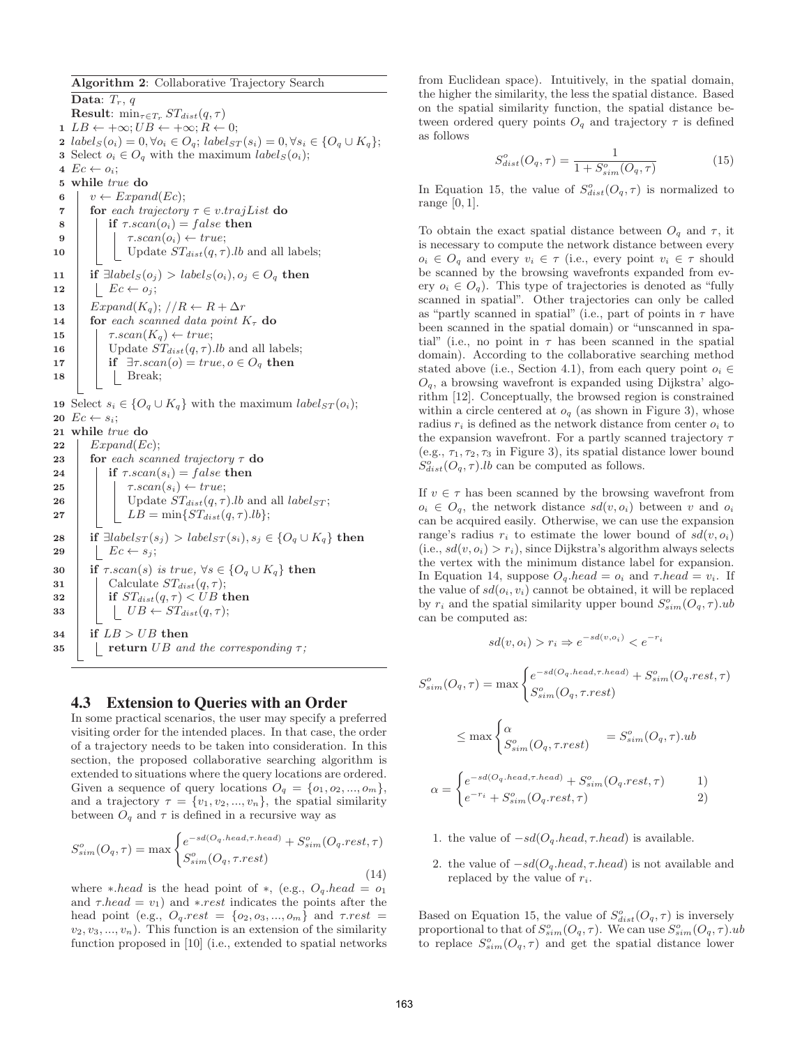**Algorithm 2**: Collaborative Trajectory Search

```
Data: T_r, q
Result: min_{τ∈T_r} ST_dist(q, τ)
1  LB ← +∞; UB ← +∞; R ← 0;
2  label_S(o_i) = 0, ∀o_i ∈ O_q; label_ST(s_i) = 0, ∀s_i ∈ {O_q ∪ K_q};
3  Select o_i ∈ O_q with the maximum label_S(o_i);
4  Ec ← o_i;
5  while true do
6      v ← Expand(Ec);
7      for each trajectory τ ∈ v.trajList do
8          if τ.scan(o_i) = false then
9              τ.scan(o_i) ← true;
10             Update ST_dist(q, τ).lb and all labels;
11     if ∃label_S(o_j) > label_S(o_i), o_j ∈ O_q then
12         Ec ← o_j;
13     Expand(K_q); //R ← R + Δr
14     for each scanned data point K_τ do
15         τ.scan(K_q) ← true;
16         Update ST_dist(q, τ).lb and all labels;
17         if ∃τ.scan(o) = true, o ∈ O_q then
18             Break;
19 Select s_i ∈ {O_q ∪ K_q} with the maximum label_ST(o_i);
20 Ec ← s_i;
21 while true do
22     Expand(Ec);
23     for each scanned trajectory τ do
24         if τ.scan(s_i) = false then
25             τ.scan(s_i) ← true;
26             Update ST_dist(q, τ).lb and all label_ST;
27             LB = min{ST_dist(q, τ).lb};
28     if ∃label_ST(s_j) > label_ST(s_i), s_j ∈ {O_q ∪ K_q} then
29         Ec ← s_j;
30     if τ.scan(s) is true, ∀s ∈ {O_q ∪ K_q} then
31         Calculate ST_dist(q, τ);
32         if ST_dist(q, τ) < UB then
33             UB ← ST_dist(q, τ);
34     if LB > UB then
35         return UB and the corresponding τ;
```

## 4.3 Extension to Queries with an Order

In some practical scenarios, the user may specify a preferred visiting order for the intended places. In that case, the order of a trajectory needs to be taken into consideration. In this section, the proposed collaborative searching algorithm is extended to situations where the query locations are ordered. Given a sequence of query locations $O_q = \{o_1, o_2, ..., o_m\}$, and a trajectory $\tau = \{v_1, v_2, ..., v_n\}$, the spatial similarity between $O_q$ and $\tau$ is defined in a recursive way as

$$S^o_{sim}(O_q, \tau) = \max \begin{cases} e^{-sd(O_q.head, \tau.head)} + S^o_{sim}(O_q.rest, \tau) \\ S^o_{sim}(O_q, \tau.rest) \end{cases} \tag{14}$$

where $*.head$ is the head point of $*$, (e.g., $O_q.head = o_1$ and $\tau.head = v_1$) and $*.rest$ indicates the points after the head point (e.g., $O_q.rest = \{o_2, o_3, ..., o_m\}$ and $\tau.rest = v_2, v_3, ..., v_n$). This function is an extension of the similarity function proposed in [10] (i.e., extended to spatial networks from Euclidean space). Intuitively, in the spatial domain, the higher the similarity, the less the spatial distance. Based on the spatial similarity function, the spatial distance between ordered query points $O_q$ and trajectory $\tau$ is defined as follows

$$S^o_{dist}(O_q, \tau) = \frac{1}{1 + S^o_{sim}(O_q, \tau)} \tag{15}$$

In Equation 15, the value of $S^o_{dist}(O_q, \tau)$ is normalized to range $[0, 1]$.

To obtain the exact spatial distance between $O_q$ and $\tau$, it is necessary to compute the network distance between every $o_i \in O_q$ and every $v_i \in \tau$ (i.e., every point $v_i \in \tau$ should be scanned by the browsing wavefronts expanded from every $o_i \in O_q$). This type of trajectories is denoted as "fully scanned in spatial". Other trajectories can only be called as "partly scanned in spatial" (i.e., part of points in $\tau$ have been scanned in the spatial domain) or "unscanned in spatial" (i.e., no point in $\tau$ has been scanned in the spatial domain). According to the collaborative searching method stated above (i.e., Section 4.1), from each query point $o_i \in O_q$, a browsing wavefront is expanded using Dijkstra' algorithm [12]. Conceptually, the browsed region is constrained within a circle centered at $o_q$ (as shown in Figure 3), whose radius $r_i$ is defined as the network distance from center $o_i$ to the expansion wavefront. For a partly scanned trajectory $\tau$ (e.g., $\tau_1, \tau_2, \tau_3$ in Figure 3), its spatial distance lower bound $S^o_{dist}(O_q, \tau).lb$ can be computed as follows.

If $v \in \tau$ has been scanned by the browsing wavefront from $o_i \in O_q$, the network distance $sd(v, o_i)$ between $v$ and $o_i$ can be acquired easily. Otherwise, we can use the expansion range's radius $r_i$ to estimate the lower bound of $sd(v, o_i)$ (i.e., $sd(v, o_i) > r_i$), since Dijkstra's algorithm always selects the vertex with the minimum distance label for expansion. In Equation 14, suppose $O_q.head = o_i$ and $\tau.head = v_i$. If the value of $sd(o_i, v_i)$ cannot be obtained, it will be replaced by $r_i$ and the spatial similarity upper bound $S^o_{sim}(O_q, \tau).ub$ can be computed as:

$$sd(v, o_i) > r_i \Rightarrow e^{-sd(v, o_i)} < e^{-r_i}$$

$$S^o_{sim}(O_q, \tau) = \max \begin{cases} e^{-sd(O_q.head, \tau.head)} + S^o_{sim}(O_q.rest, \tau) \\ S^o_{sim}(O_q, \tau.rest) \end{cases}$$

$$\leq \max \begin{cases} \alpha \\ S^o_{sim}(O_q, \tau.rest) \end{cases} = S^o_{sim}(O_q, \tau).ub$$

$$\alpha = \begin{cases} e^{-sd(O_q.head, \tau.head)} + S^o_{sim}(O_q.rest, \tau) & 1) \\ e^{-r_i} + S^o_{sim}(O_q.rest, \tau) & 2) \end{cases}$$

1. the value of $-sd(O_q.head, \tau.head)$ is available.
2. the value of $-sd(O_q.head, \tau.head)$ is not available and replaced by the value of $r_i$.

Based on Equation 15, the value of $S^o_{dist}(O_q, \tau)$ is inversely proportional to that of $S^o_{sim}(O_q, \tau)$. We can use $S^o_{sim}(O_q, \tau).ub$ to replace $S^o_{sim}(O_q, \tau)$ and get the spatial distance lower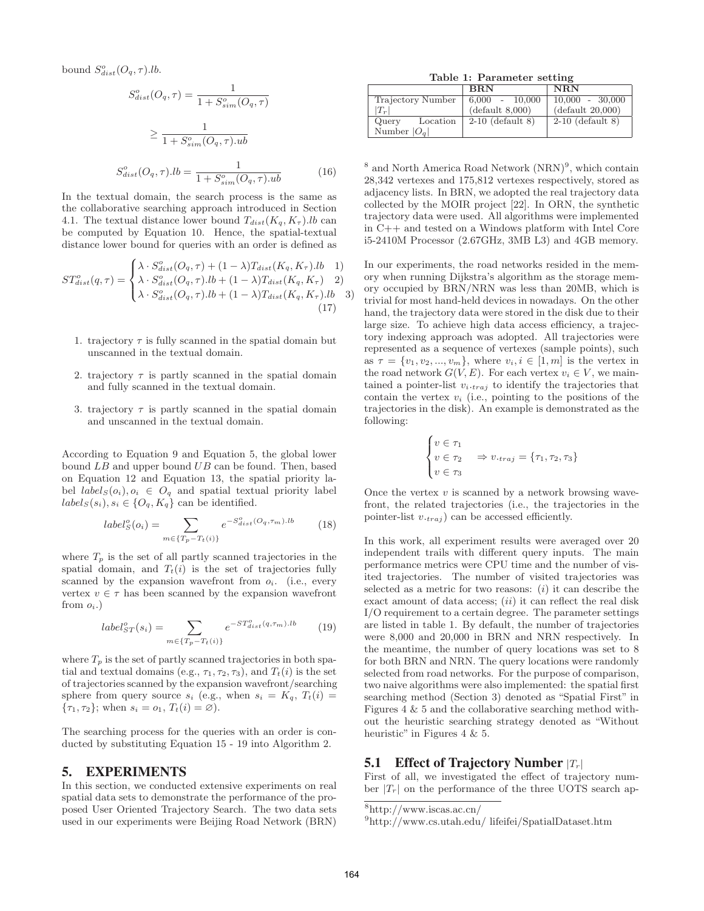bound $S^o_{dist}(O_q, \tau).lb$.

$$S^o_{dist}(O_q, \tau) = \frac{1}{1 + S^o_{sim}(O_q, \tau)}$$

$$\geq \frac{1}{1 + S^o_{sim}(O_q, \tau).ub}$$

$$S^o_{dist}(O_q, \tau).lb = \frac{1}{1 + S^o_{sim}(O_q, \tau).ub} \quad (16)$$

In the textual domain, the search process is the same as the collaborative searching approach introduced in Section 4.1. The textual distance lower bound $T_{dist}(K_q, K_\tau).lb$ can be computed by Equation 10. Hence, the spatial-textual distance lower bound for queries with an order is defined as

$$ST^o_{dist}(q, \tau) = \begin{cases} \lambda \cdot S^o_{dist}(O_q, \tau) + (1-\lambda) T_{dist}(K_q, K_\tau).lb & 1) \\ \lambda \cdot S^o_{dist}(O_q, \tau).lb + (1-\lambda) T_{dist}(K_q, K_\tau) & 2) \\ \lambda \cdot S^o_{dist}(O_q, \tau).lb + (1-\lambda) T_{dist}(K_q, K_\tau).lb & 3) \end{cases} \quad (17)$$

1. trajectory $\tau$ is fully scanned in the spatial domain but unscanned in the textual domain.
2. trajectory $\tau$ is partly scanned in the spatial domain and fully scanned in the textual domain.
3. trajectory $\tau$ is partly scanned in the spatial domain and unscanned in the textual domain.

According to Equation 9 and Equation 5, the global lower bound $LB$ and upper bound $UB$ can be found. Then, based on Equation 12 and Equation 13, the spatial priority label $label_S(o_i), o_i \in O_q$ and spatial textual priority label $label_S(s_i), s_i \in \{O_q, K_q\}$ can be identified.

$$label^o_S(o_i) = \sum_{m \in \{T_p - T_t(i)\}} e^{-S^o_{dist}(O_q, \tau_m).lb} \quad (18)$$

where $T_p$ is the set of all partly scanned trajectories in the spatial domain, and $T_t(i)$ is the set of trajectories fully scanned by the expansion wavefront from $o_i$. (i.e., every vertex $v \in \tau$ has been scanned by the expansion wavefront from $o_i$.)

$$label^o_{ST}(s_i) = \sum_{m \in \{T_p - T_t(i)\}} e^{-ST^o_{dist}(q, \tau_m).lb} \quad (19)$$

where $T_p$ is the set of partly scanned trajectories in both spatial and textual domains (e.g., $\tau_1, \tau_2, \tau_3$), and $T_t(i)$ is the set of trajectories scanned by the expansion wavefront/searching sphere from query source $s_i$ (e.g., when $s_i = K_q$, $T_t(i) = \{\tau_1, \tau_2\}$; when $s_i = o_1$, $T_t(i) = \varnothing$).

The searching process for the queries with an order is conducted by substituting Equation 15 - 19 into Algorithm 2.

# 5. EXPERIMENTS

In this section, we conducted extensive experiments on real spatial data sets to demonstrate the performance of the proposed User Oriented Trajectory Search. The two data sets used in our experiments were Beijing Road Network (BRN) [8] and North America Road Network (NRN)[9], which contain 28,342 vertexes and 175,812 vertexes respectively, stored as adjacency lists. In BRN, we adopted the real trajectory data collected by the MOIR project [22]. In ORN, the synthetic trajectory data were used. All algorithms were implemented in C++ and tested on a Windows platform with Intel Core i5-2410M Processor (2.67GHz, 3MB L3) and 4GB memory.

**Table 1: Parameter setting**

| | BRN | NRN |
|---|---|---|
| Trajectory Number $\lvert T_r \rvert$ | 6,000 - 10,000 (default 8,000) | 10,000 - 30,000 (default 20,000) |
| Query Location Number $\lvert O_q \rvert$ | 2-10 (default 8) | 2-10 (default 8) |

In our experiments, the road networks resided in the memory when running Dijkstra's algorithm as the storage memory occupied by BRN/NRN was less than 20MB, which is trivial for most hand-held devices in nowadays. On the other hand, the trajectory data were stored in the disk due to their large size. To achieve high data access efficiency, a trajectory indexing approach was adopted. All trajectories were represented as a sequence of vertexes (sample points), such as $\tau = \{v_1, v_2, ..., v_m\}$, where $v_i, i \in [1, m]$ is the vertex in the road network $G(V, E)$. For each vertex $v_i \in V$, we maintained a pointer-list $v_{i \cdot traj}$ to identify the trajectories that contain the vertex $v_i$ (i.e., pointing to the positions of the trajectories in the disk). An example is demonstrated as the following:

$$\begin{cases} v \in \tau_1 \\ v \in \tau_2 \\ v \in \tau_3 \end{cases} \Rightarrow v_{\cdot traj} = \{\tau_1, \tau_2, \tau_3\}$$

Once the vertex $v$ is scanned by a network browsing wavefront, the related trajectories (i.e., the trajectories in the pointer-list $v_{\cdot traj}$) can be accessed efficiently.

In this work, all experiment results were averaged over 20 independent trails with different query inputs. The main performance metrics were CPU time and the number of visited trajectories. The number of visited trajectories was selected as a metric for two reasons: ($i$) it can describe the exact amount of data access; ($ii$) it can reflect the real disk I/O requirement to a certain degree. The parameter settings are listed in table 1. By default, the number of trajectories were 8,000 and 20,000 in BRN and NRN respectively. In the meantime, the number of query locations was set to 8 for both BRN and NRN. The query locations were randomly selected from road networks. For the purpose of comparison, two naive algorithms were also implemented: the spatial first searching method (Section 3) denoted as "Spatial First" in Figures 4 & 5 and the collaborative searching method without the heuristic searching strategy denoted as "Without heuristic" in Figures 4 & 5.

## 5.1 Effect of Trajectory Number $|T_r|$

First of all, we investigated the effect of trajectory number $|T_r|$ on the performance of the three UOTS search ap-

[8] http://www.iscas.ac.cn/

[9] http://www.cs.utah.edu/ lifeifei/SpatialDataset.htm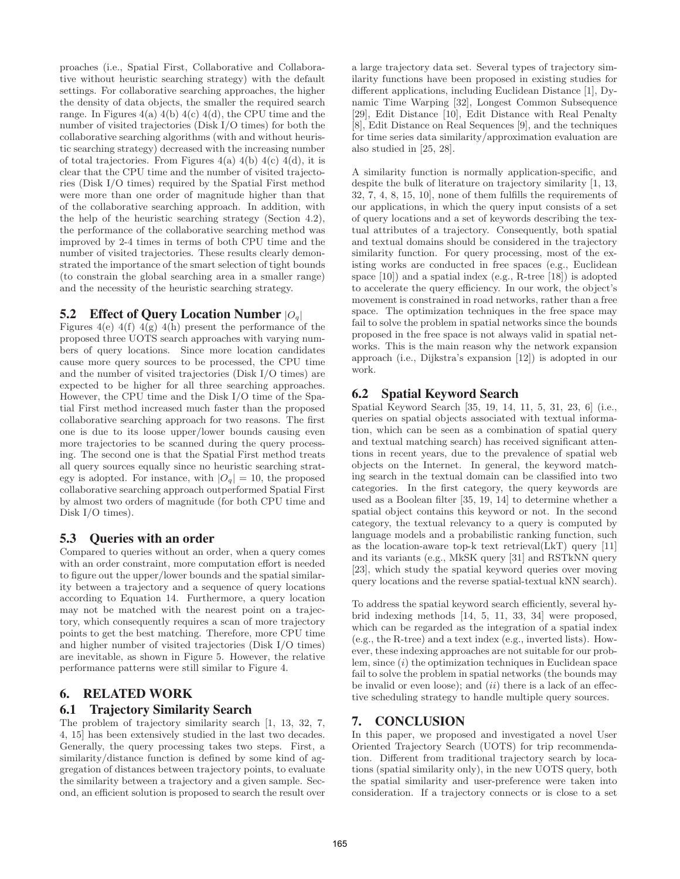proaches (i.e., Spatial First, Collaborative and Collaborative without heuristic searching strategy) with the default settings. For collaborative searching approaches, the higher the density of data objects, the smaller the required search range. In Figures 4(a) 4(b) 4(c) 4(d), the CPU time and the number of visited trajectories (Disk I/O times) for both the collaborative searching algorithms (with and without heuristic searching strategy) decreased with the increasing number of total trajectories. From Figures 4(a) 4(b) 4(c) 4(d), it is clear that the CPU time and the number of visited trajectories (Disk I/O times) required by the Spatial First method were more than one order of magnitude higher than that of the collaborative searching approach. In addition, with the help of the heuristic searching strategy (Section 4.2), the performance of the collaborative searching method was improved by 2-4 times in terms of both CPU time and the number of visited trajectories. These results clearly demonstrated the importance of the smart selection of tight bounds (to constrain the global searching area in a smaller range) and the necessity of the heuristic searching strategy.

## 5.2 Effect of Query Location Number $|O_q|$

Figures 4(e) 4(f) 4(g) 4(h) present the performance of the proposed three UOTS search approaches with varying numbers of query locations. Since more location candidates cause more query sources to be processed, the CPU time and the number of visited trajectories (Disk I/O times) are expected to be higher for all three searching approaches. However, the CPU time and the Disk I/O time of the Spatial First method increased much faster than the proposed collaborative searching approach for two reasons. The first one is due to its loose upper/lower bounds causing even more trajectories to be scanned during the query processing. The second one is that the Spatial First method treats all query sources equally since no heuristic searching strategy is adopted. For instance, with $|O_q| = 10$, the proposed collaborative searching approach outperformed Spatial First by almost two orders of magnitude (for both CPU time and Disk I/O times).

## 5.3 Queries with an order

Compared to queries without an order, when a query comes with an order constraint, more computation effort is needed to figure out the upper/lower bounds and the spatial similarity between a trajectory and a sequence of query locations according to Equation 14. Furthermore, a query location may not be matched with the nearest point on a trajectory, which consequently requires a scan of more trajectory points to get the best matching. Therefore, more CPU time and higher number of visited trajectories (Disk I/O times) are inevitable, as shown in Figure 5. However, the relative performance patterns were still similar to Figure 4.

# 6. RELATED WORK

## 6.1 Trajectory Similarity Search

The problem of trajectory similarity search [1, 13, 32, 7, 4, 15] has been extensively studied in the last two decades. Generally, the query processing takes two steps. First, a similarity/distance function is defined by some kind of aggregation of distances between trajectory points, to evaluate the similarity between a trajectory and a given sample. Second, an efficient solution is proposed to search the result over a large trajectory data set. Several types of trajectory similarity functions have been proposed in existing studies for different applications, including Euclidean Distance [1], Dynamic Time Warping [32], Longest Common Subsequence [29], Edit Distance [10], Edit Distance with Real Penalty [8], Edit Distance on Real Sequences [9], and the techniques for time series data similarity/approximation evaluation are also studied in [25, 28].

A similarity function is normally application-specific, and despite the bulk of literature on trajectory similarity [1, 13, 32, 7, 4, 8, 15, 10], none of them fulfills the requirements of our applications, in which the query input consists of a set of query locations and a set of keywords describing the textual attributes of a trajectory. Consequently, both spatial and textual domains should be considered in the trajectory similarity function. For query processing, most of the existing works are conducted in free spaces (e.g., Euclidean space [10]) and a spatial index (e.g., R-tree [18]) is adopted to accelerate the query efficiency. In our work, the object's movement is constrained in road networks, rather than a free space. The optimization techniques in the free space may fail to solve the problem in spatial networks since the bounds proposed in the free space is not always valid in spatial networks. This is the main reason why the network expansion approach (i.e., Dijkstra's expansion [12]) is adopted in our work.

## 6.2 Spatial Keyword Search

Spatial Keyword Search [35, 19, 14, 11, 5, 31, 23, 6] (i.e., queries on spatial objects associated with textual information, which can be seen as a combination of spatial query and textual matching search) has received significant attentions in recent years, due to the prevalence of spatial web objects on the Internet. In general, the keyword matching search in the textual domain can be classified into two categories. In the first category, the query keywords are used as a Boolean filter [35, 19, 14] to determine whether a spatial object contains this keyword or not. In the second category, the textual relevancy to a query is computed by language models and a probabilistic ranking function, such as the location-aware top-k text retrieval(LkT) query [11] and its variants (e.g., MkSK query [31] and RSTkNN query [23], which study the spatial keyword queries over moving query locations and the reverse spatial-textual kNN search).

To address the spatial keyword search efficiently, several hybrid indexing methods [14, 5, 11, 33, 34] were proposed, which can be regarded as the integration of a spatial index (e.g., the R-tree) and a text index (e.g., inverted lists). However, these indexing approaches are not suitable for our problem, since (*i*) the optimization techniques in Euclidean space fail to solve the problem in spatial networks (the bounds may be invalid or even loose); and (*ii*) there is a lack of an effective scheduling strategy to handle multiple query sources.

# 7. CONCLUSION

In this paper, we proposed and investigated a novel User Oriented Trajectory Search (UOTS) for trip recommendation. Different from traditional trajectory search by locations (spatial similarity only), in the new UOTS query, both the spatial similarity and user-preference were taken into consideration. If a trajectory connects or is close to a set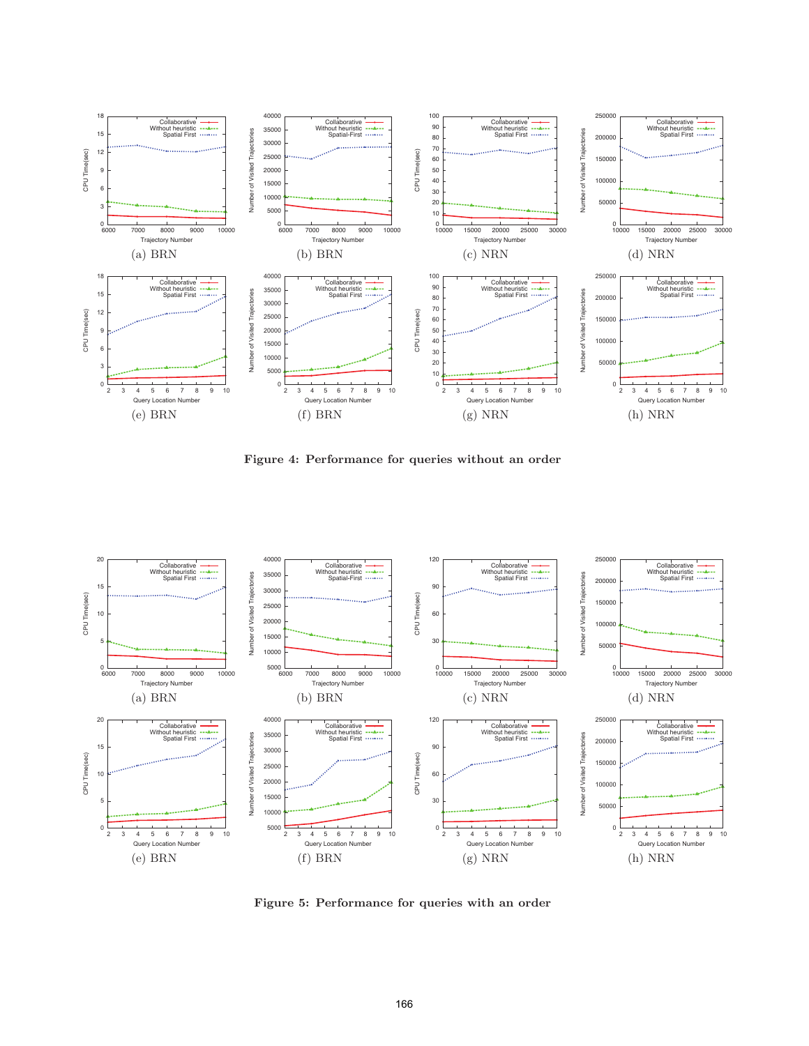(a) BRN (b) BRN (c) NRN (d) NRN

(e) BRN (f) BRN (g) NRN (h) NRN

**Figure 4: Performance for queries without an order**

(a) BRN (b) BRN (c) NRN (d) NRN

(e) BRN (f) BRN (g) NRN (h) NRN

**Figure 5: Performance for queries with an order**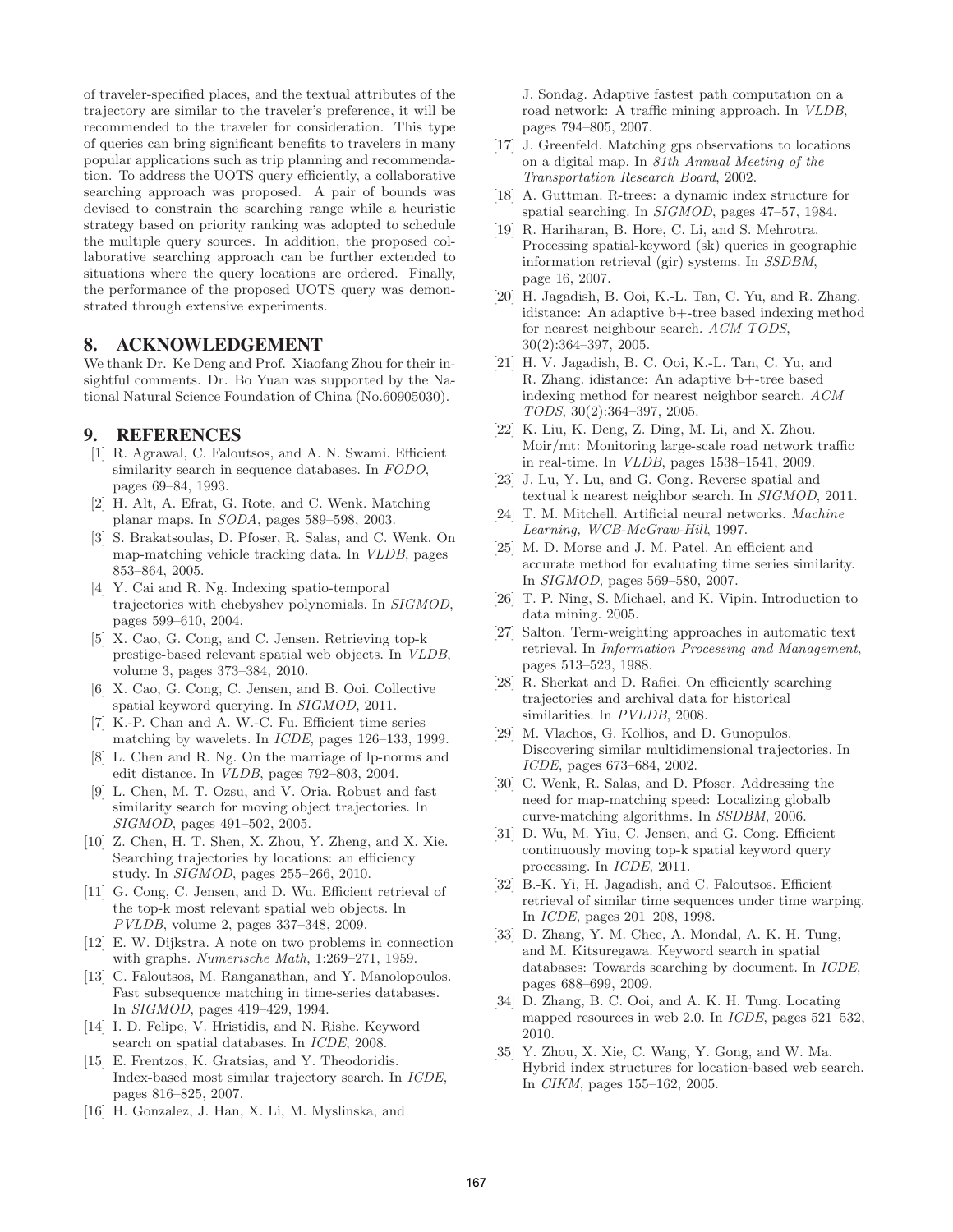of traveler-specified places, and the textual attributes of the trajectory are similar to the traveler's preference, it will be recommended to the traveler for consideration. This type of queries can bring significant benefits to travelers in many popular applications such as trip planning and recommendation. To address the UOTS query efficiently, a collaborative searching approach was proposed. A pair of bounds was devised to constrain the searching range while a heuristic strategy based on priority ranking was adopted to schedule the multiple query sources. In addition, the proposed collaborative searching approach can be further extended to situations where the query locations are ordered. Finally, the performance of the proposed UOTS query was demonstrated through extensive experiments.

## 8. ACKNOWLEDGEMENT

We thank Dr. Ke Deng and Prof. Xiaofang Zhou for their insightful comments. Dr. Bo Yuan was supported by the National Natural Science Foundation of China (No.60905030).

## 9. REFERENCES

[1] R. Agrawal, C. Faloutsos, and A. N. Swami. Efficient similarity search in sequence databases. In *FODO*, pages 69–84, 1993.

[2] H. Alt, A. Efrat, G. Rote, and C. Wenk. Matching planar maps. In *SODA*, pages 589–598, 2003.

[3] S. Brakatsoulas, D. Pfoser, R. Salas, and C. Wenk. On map-matching vehicle tracking data. In *VLDB*, pages 853–864, 2005.

[4] Y. Cai and R. Ng. Indexing spatio-temporal trajectories with chebyshev polynomials. In *SIGMOD*, pages 599–610, 2004.

[5] X. Cao, G. Cong, and C. Jensen. Retrieving top-k prestige-based relevant spatial web objects. In *VLDB*, volume 3, pages 373–384, 2010.

[6] X. Cao, G. Cong, C. Jensen, and B. Ooi. Collective spatial keyword querying. In *SIGMOD*, 2011.

[7] K.-P. Chan and A. W.-C. Fu. Efficient time series matching by wavelets. In *ICDE*, pages 126–133, 1999.

[8] L. Chen and R. Ng. On the marriage of lp-norms and edit distance. In *VLDB*, pages 792–803, 2004.

[9] L. Chen, M. T. Ozsu, and V. Oria. Robust and fast similarity search for moving object trajectories. In *SIGMOD*, pages 491–502, 2005.

[10] Z. Chen, H. T. Shen, X. Zhou, Y. Zheng, and X. Xie. Searching trajectories by locations: an efficiency study. In *SIGMOD*, pages 255–266, 2010.

[11] G. Cong, C. Jensen, and D. Wu. Efficient retrieval of the top-k most relevant spatial web objects. In *PVLDB*, volume 2, pages 337–348, 2009.

[12] E. W. Dijkstra. A note on two problems in connection with graphs. *Numerische Math*, 1:269–271, 1959.

[13] C. Faloutsos, M. Ranganathan, and Y. Manolopoulos. Fast subsequence matching in time-series databases. In *SIGMOD*, pages 419–429, 1994.

[14] I. D. Felipe, V. Hristidis, and N. Rishe. Keyword search on spatial databases. In *ICDE*, 2008.

[15] E. Frentzos, K. Gratsias, and Y. Theodoridis. Index-based most similar trajectory search. In *ICDE*, pages 816–825, 2007.

[16] H. Gonzalez, J. Han, X. Li, M. Myslinska, and J. Sondag. Adaptive fastest path computation on a road network: A traffic mining approach. In *VLDB*, pages 794–805, 2007.

[17] J. Greenfeld. Matching gps observations to locations on a digital map. In *81th Annual Meeting of the Transportation Research Board*, 2002.

[18] A. Guttman. R-trees: a dynamic index structure for spatial searching. In *SIGMOD*, pages 47–57, 1984.

[19] R. Hariharan, B. Hore, C. Li, and S. Mehrotra. Processing spatial-keyword (sk) queries in geographic information retrieval (gir) systems. In *SSDBM*, page 16, 2007.

[20] H. Jagadish, B. Ooi, K.-L. Tan, C. Yu, and R. Zhang. idistance: An adaptive b+-tree based indexing method for nearest neighbour search. *ACM TODS*, 30(2):364–397, 2005.

[21] H. V. Jagadish, B. C. Ooi, K.-L. Tan, C. Yu, and R. Zhang. idistance: An adaptive b+-tree based indexing method for nearest neighbor search. *ACM TODS*, 30(2):364–397, 2005.

[22] K. Liu, K. Deng, Z. Ding, M. Li, and X. Zhou. Moir/mt: Monitoring large-scale road network traffic in real-time. In *VLDB*, pages 1538–1541, 2009.

[23] J. Lu, Y. Lu, and G. Cong. Reverse spatial and textual k nearest neighbor search. In *SIGMOD*, 2011.

[24] T. M. Mitchell. Artificial neural networks. *Machine Learning, WCB-McGraw-Hill*, 1997.

[25] M. D. Morse and J. M. Patel. An efficient and accurate method for evaluating time series similarity. In *SIGMOD*, pages 569–580, 2007.

[26] T. P. Ning, S. Michael, and K. Vipin. Introduction to data mining. 2005.

[27] Salton. Term-weighting approaches in automatic text retrieval. In *Information Processing and Management*, pages 513–523, 1988.

[28] R. Sherkat and D. Rafiei. On efficiently searching trajectories and archival data for historical similarities. In *PVLDB*, 2008.

[29] M. Vlachos, G. Kollios, and D. Gunopulos. Discovering similar multidimensional trajectories. In *ICDE*, pages 673–684, 2002.

[30] C. Wenk, R. Salas, and D. Pfoser. Addressing the need for map-matching speed: Localizing globalb curve-matching algorithms. In *SSDBM*, 2006.

[31] D. Wu, M. Yiu, C. Jensen, and G. Cong. Efficient continuously moving top-k spatial keyword query processing. In *ICDE*, 2011.

[32] B.-K. Yi, H. Jagadish, and C. Faloutsos. Efficient retrieval of similar time sequences under time warping. In *ICDE*, pages 201–208, 1998.

[33] D. Zhang, Y. M. Chee, A. Mondal, A. K. H. Tung, and M. Kitsuregawa. Keyword search in spatial databases: Towards searching by document. In *ICDE*, pages 688–699, 2009.

[34] D. Zhang, B. C. Ooi, and A. K. H. Tung. Locating mapped resources in web 2.0. In *ICDE*, pages 521–532, 2010.

[35] Y. Zhou, X. Xie, C. Wang, Y. Gong, and W. Ma. Hybrid index structures for location-based web search. In *CIKM*, pages 155–162, 2005.